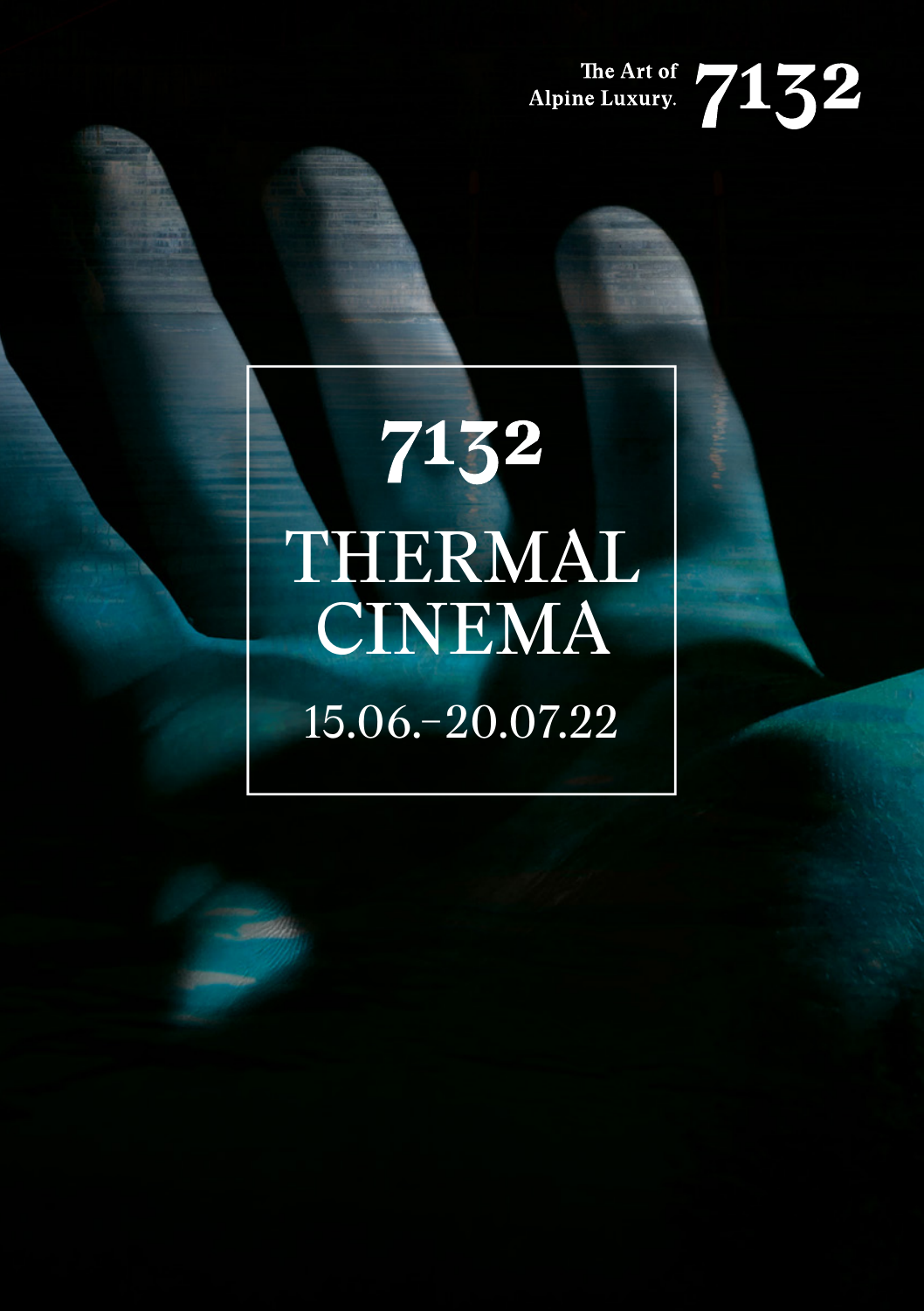The Art of Alpine Luxury. 7132

# 7132 THERMAL CINEMA

15.06.–20.07.22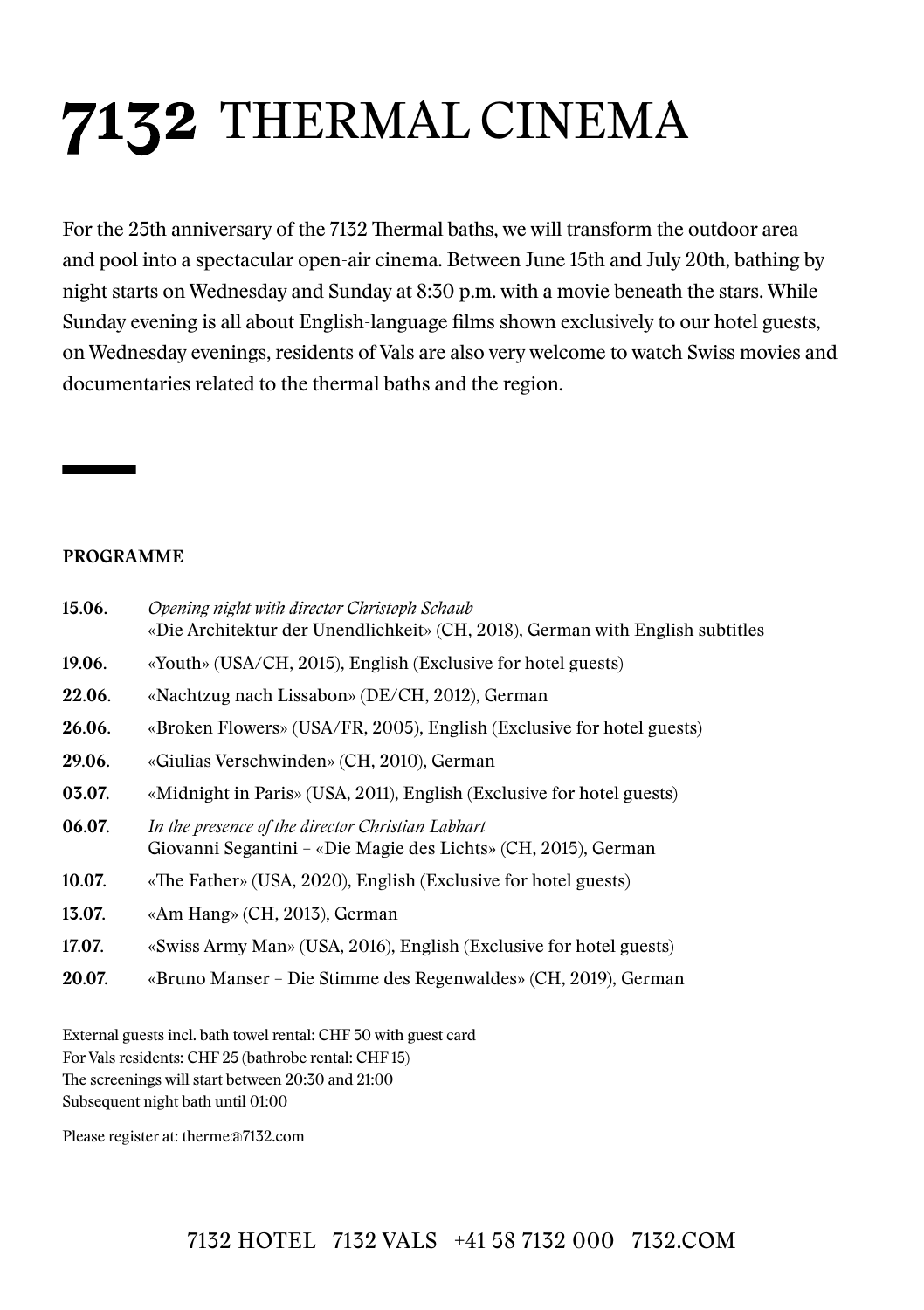# 7132 THERMAL CINEMA

For the 25th anniversary of the 7132 Thermal baths, we will transform the outdoor area and pool into a spectacular open-air cinema. Between June 15th and July 20th, bathing by night starts on Wednesday and Sunday at 8:30 p.m. with a movie beneath the stars. While Sunday evening is all about English-language films shown exclusively to our hotel guests, on Wednesday evenings, residents of Vals are also very welcome to watch Swiss movies and documentaries related to the thermal baths and the region.

## PROGRAMME

| | |
|---|---|
| **15.06.** | *Opening night with director Christoph Schaub* «Die Architektur der Unendlichkeit» (CH, 2018), German with English subtitles |
| **19.06.** | «Youth» (USA/CH, 2015), English (Exclusive for hotel guests) |
| **22.06.** | «Nachtzug nach Lissabon» (DE/CH, 2012), German |
| **26.06.** | «Broken Flowers» (USA/FR, 2005), English (Exclusive for hotel guests) |
| **29.06.** | «Giulias Verschwinden» (CH, 2010), German |
| **03.07.** | «Midnight in Paris» (USA, 2011), English (Exclusive for hotel guests) |
| **06.07.** | *In the presence of the director Christian Labhart* Giovanni Segantini – «Die Magie des Lichts» (CH, 2015), German |
| **10.07.** | «The Father» (USA, 2020), English (Exclusive for hotel guests) |
| **13.07.** | «Am Hang» (CH, 2013), German |
| **17.07.** | «Swiss Army Man» (USA, 2016), English (Exclusive for hotel guests) |
| **20.07.** | «Bruno Manser – Die Stimme des Regenwaldes» (CH, 2019), German |

External guests incl. bath towel rental: CHF 50 with guest card
For Vals residents: CHF 25 (bathrobe rental: CHF 15)
The screenings will start between 20:30 and 21:00
Subsequent night bath until 01:00

Please register at: therme@7132.com

7132 HOTEL 7132 VALS +41 58 7132 000 7132.COM